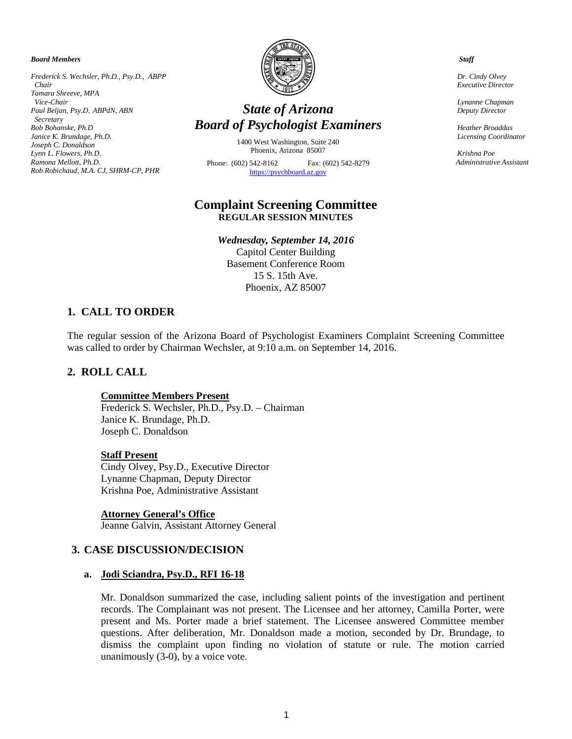***Board Members***

*Frederick S. Wechsler, Ph.D., Psy.D., ABPP*
*Chair*
*Tamara Shreeve, MPA*
*Vice-Chair*
*Paul Beljan, Psy.D. ABPdN, ABN*
*Secretary*
*Bob Bohanske, Ph.D*
*Janice K. Brundage, Ph.D.*
*Joseph C. Donaldson*
*Lynn L. Flowers, Ph.D.*
*Ramona Mellott, Ph.D.*
*Rob Robichaud, M.A. CJ, SHRM-CP, PHR*

# *State of Arizona*
# *Board of Psychologist Examiners*

1400 West Washington, Suite 240
Phoenix, Arizona 85007

Phone: (602) 542-8162 Fax: (602) 542-8279
https://psychboard.az.gov

***Staff***

*Dr. Cindy Olvey*
*Executive Director*

*Lynanne Chapman*
*Deputy Director*

*Heather Broaddus*
*Licensing Coordinator*

*Krishna Poe*
*Administrative Assistant*

## Complaint Screening Committee
**REGULAR SESSION MINUTES**

***Wednesday, September 14, 2016***
Capitol Center Building
Basement Conference Room
15 S. 15th Ave.
Phoenix, AZ 85007

## 1. CALL TO ORDER

The regular session of the Arizona Board of Psychologist Examiners Complaint Screening Committee was called to order by Chairman Wechsler, at 9:10 a.m. on September 14, 2016.

## 2. ROLL CALL

**Committee Members Present**
Frederick S. Wechsler, Ph.D., Psy.D. – Chairman
Janice K. Brundage, Ph.D.
Joseph C. Donaldson

**Staff Present**
Cindy Olvey, Psy.D., Executive Director
Lynanne Chapman, Deputy Director
Krishna Poe, Administrative Assistant

**Attorney General's Office**
Jeanne Galvin, Assistant Attorney General

## 3. CASE DISCUSSION/DECISION

### a. Jodi Sciandra, Psy.D., RFI 16-18

Mr. Donaldson summarized the case, including salient points of the investigation and pertinent records. The Complainant was not present. The Licensee and her attorney, Camilla Porter, were present and Ms. Porter made a brief statement. The Licensee answered Committee member questions. After deliberation, Mr. Donaldson made a motion, seconded by Dr. Brundage, to dismiss the complaint upon finding no violation of statute or rule. The motion carried unanimously (3-0), by a voice vote.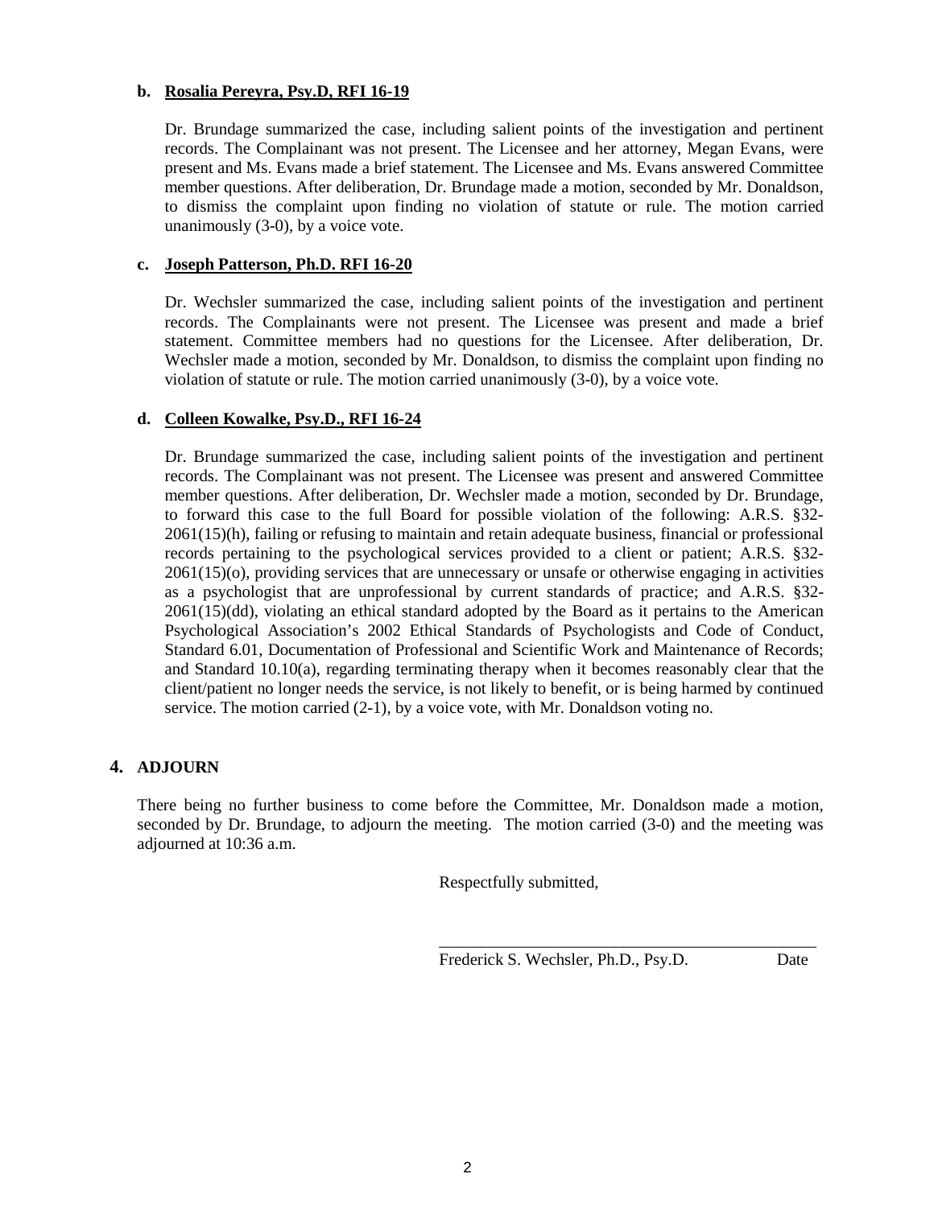**b. Rosalia Pereyra, Psy.D, RFI 16-19**

Dr. Brundage summarized the case, including salient points of the investigation and pertinent records. The Complainant was not present. The Licensee and her attorney, Megan Evans, were present and Ms. Evans made a brief statement. The Licensee and Ms. Evans answered Committee member questions. After deliberation, Dr. Brundage made a motion, seconded by Mr. Donaldson, to dismiss the complaint upon finding no violation of statute or rule. The motion carried unanimously (3-0), by a voice vote.

**c. Joseph Patterson, Ph.D. RFI 16-20**

Dr. Wechsler summarized the case, including salient points of the investigation and pertinent records. The Complainants were not present. The Licensee was present and made a brief statement. Committee members had no questions for the Licensee. After deliberation, Dr. Wechsler made a motion, seconded by Mr. Donaldson, to dismiss the complaint upon finding no violation of statute or rule. The motion carried unanimously (3-0), by a voice vote.

**d. Colleen Kowalke, Psy.D., RFI 16-24**

Dr. Brundage summarized the case, including salient points of the investigation and pertinent records. The Complainant was not present. The Licensee was present and answered Committee member questions. After deliberation, Dr. Wechsler made a motion, seconded by Dr. Brundage, to forward this case to the full Board for possible violation of the following: A.R.S. §32-2061(15)(h), failing or refusing to maintain and retain adequate business, financial or professional records pertaining to the psychological services provided to a client or patient; A.R.S. §32-2061(15)(o), providing services that are unnecessary or unsafe or otherwise engaging in activities as a psychologist that are unprofessional by current standards of practice; and A.R.S. §32-2061(15)(dd), violating an ethical standard adopted by the Board as it pertains to the American Psychological Association's 2002 Ethical Standards of Psychologists and Code of Conduct, Standard 6.01, Documentation of Professional and Scientific Work and Maintenance of Records; and Standard 10.10(a), regarding terminating therapy when it becomes reasonably clear that the client/patient no longer needs the service, is not likely to benefit, or is being harmed by continued service. The motion carried (2-1), by a voice vote, with Mr. Donaldson voting no.

## 4. ADJOURN

There being no further business to come before the Committee, Mr. Donaldson made a motion, seconded by Dr. Brundage, to adjourn the meeting. The motion carried (3-0) and the meeting was adjourned at 10:36 a.m.

Respectfully submitted,

_______________________________________________

Frederick S. Wechsler, Ph.D., Psy.D. Date